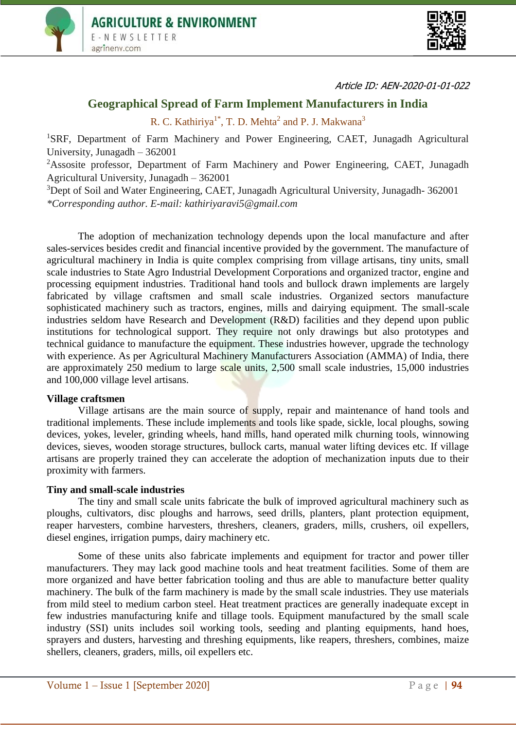Article ID: AEN-2020-01-01-022

# Geographical Spread of Farm Implement Manufacturers in India

R. C. Kathiriya[1*], T. D. Mehta[2] and P. J. Makwana[3]

[1]SRF, Department of Farm Machinery and Power Engineering, CAET, Junagadh Agricultural University, Junagadh – 362001

[2]Assosite professor, Department of Farm Machinery and Power Engineering, CAET, Junagadh Agricultural University, Junagadh – 362001

[3]Dept of Soil and Water Engineering, CAET, Junagadh Agricultural University, Junagadh- 362001

*\*Corresponding author. E-mail: kathiriyaravi5@gmail.com*

The adoption of mechanization technology depends upon the local manufacture and after sales-services besides credit and financial incentive provided by the government. The manufacture of agricultural machinery in India is quite complex comprising from village artisans, tiny units, small scale industries to State Agro Industrial Development Corporations and organized tractor, engine and processing equipment industries. Traditional hand tools and bullock drawn implements are largely fabricated by village craftsmen and small scale industries. Organized sectors manufacture sophisticated machinery such as tractors, engines, mills and dairying equipment. The small-scale industries seldom have Research and Development (R&D) facilities and they depend upon public institutions for technological support. They require not only drawings but also prototypes and technical guidance to manufacture the equipment. These industries however, upgrade the technology with experience. As per Agricultural Machinery Manufacturers Association (AMMA) of India, there are approximately 250 medium to large scale units, 2,500 small scale industries, 15,000 industries and 100,000 village level artisans.

**Village craftsmen**

Village artisans are the main source of supply, repair and maintenance of hand tools and traditional implements. These include implements and tools like spade, sickle, local ploughs, sowing devices, yokes, leveler, grinding wheels, hand mills, hand operated milk churning tools, winnowing devices, sieves, wooden storage structures, bullock carts, manual water lifting devices etc. If village artisans are properly trained they can accelerate the adoption of mechanization inputs due to their proximity with farmers.

**Tiny and small-scale industries**

The tiny and small scale units fabricate the bulk of improved agricultural machinery such as ploughs, cultivators, disc ploughs and harrows, seed drills, planters, plant protection equipment, reaper harvesters, combine harvesters, threshers, cleaners, graders, mills, crushers, oil expellers, diesel engines, irrigation pumps, dairy machinery etc.

Some of these units also fabricate implements and equipment for tractor and power tiller manufacturers. They may lack good machine tools and heat treatment facilities. Some of them are more organized and have better fabrication tooling and thus are able to manufacture better quality machinery. The bulk of the farm machinery is made by the small scale industries. They use materials from mild steel to medium carbon steel. Heat treatment practices are generally inadequate except in few industries manufacturing knife and tillage tools. Equipment manufactured by the small scale industry (SSI) units includes soil working tools, seeding and planting equipments, hand hoes, sprayers and dusters, harvesting and threshing equipments, like reapers, threshers, combines, maize shellers, cleaners, graders, mills, oil expellers etc.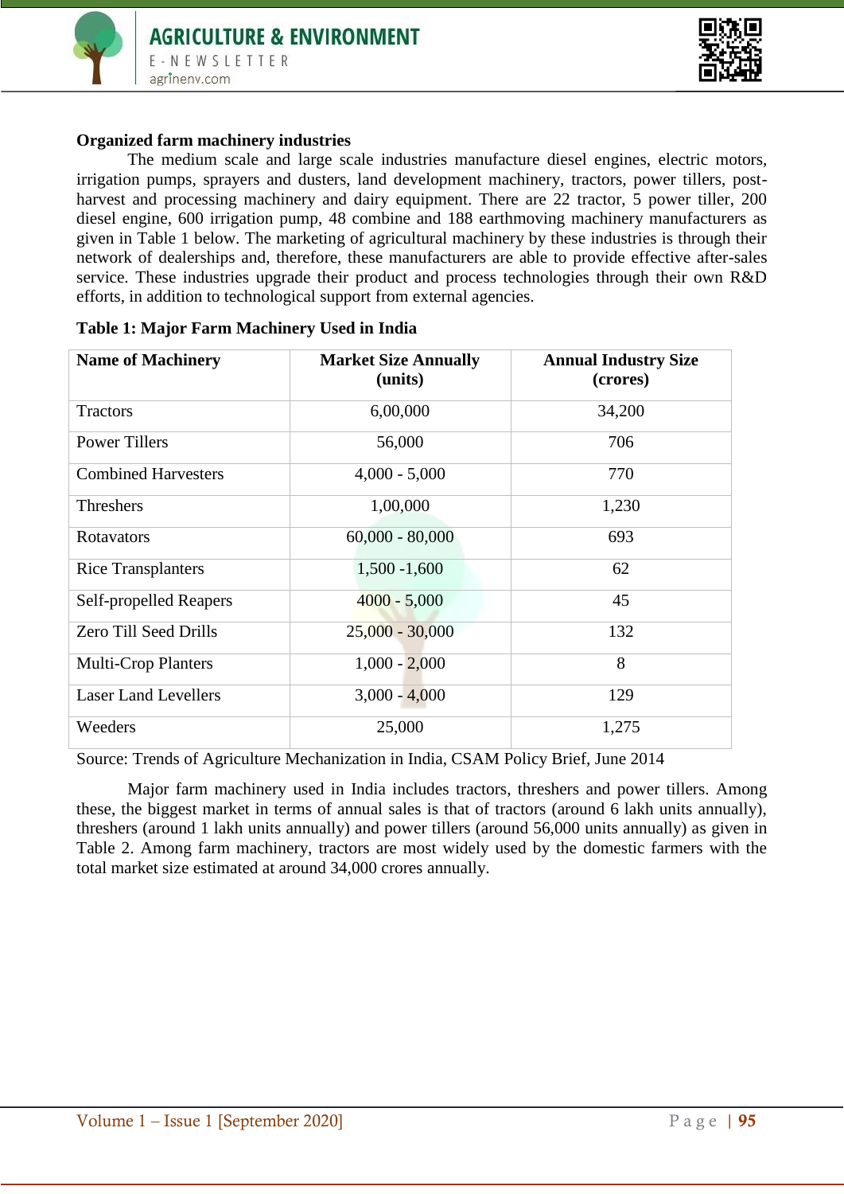**Organized farm machinery industries**

The medium scale and large scale industries manufacture diesel engines, electric motors, irrigation pumps, sprayers and dusters, land development machinery, tractors, power tillers, post-harvest and processing machinery and dairy equipment. There are 22 tractor, 5 power tiller, 200 diesel engine, 600 irrigation pump, 48 combine and 188 earthmoving machinery manufacturers as given in Table 1 below. The marketing of agricultural machinery by these industries is through their network of dealerships and, therefore, these manufacturers are able to provide effective after-sales service. These industries upgrade their product and process technologies through their own R&D efforts, in addition to technological support from external agencies.

**Table 1: Major Farm Machinery Used in India**

| Name of Machinery | Market Size Annually (units) | Annual Industry Size (crores) |
|---|---|---|
| Tractors | 6,00,000 | 34,200 |
| Power Tillers | 56,000 | 706 |
| Combined Harvesters | 4,000 - 5,000 | 770 |
| Threshers | 1,00,000 | 1,230 |
| Rotavators | 60,000 - 80,000 | 693 |
| Rice Transplanters | 1,500 -1,600 | 62 |
| Self-propelled Reapers | 4000 - 5,000 | 45 |
| Zero Till Seed Drills | 25,000 - 30,000 | 132 |
| Multi-Crop Planters | 1,000 - 2,000 | 8 |
| Laser Land Levellers | 3,000 - 4,000 | 129 |
| Weeders | 25,000 | 1,275 |

Source: Trends of Agriculture Mechanization in India, CSAM Policy Brief, June 2014

Major farm machinery used in India includes tractors, threshers and power tillers. Among these, the biggest market in terms of annual sales is that of tractors (around 6 lakh units annually), threshers (around 1 lakh units annually) and power tillers (around 56,000 units annually) as given in Table 2. Among farm machinery, tractors are most widely used by the domestic farmers with the total market size estimated at around 34,000 crores annually.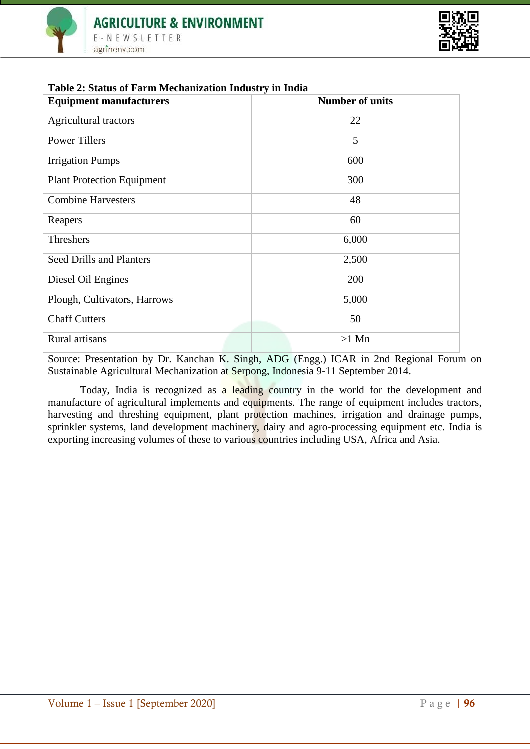**Table 2: Status of Farm Mechanization Industry in India**

| Equipment manufacturers | Number of units |
|---|---|
| Agricultural tractors | 22 |
| Power Tillers | 5 |
| Irrigation Pumps | 600 |
| Plant Protection Equipment | 300 |
| Combine Harvesters | 48 |
| Reapers | 60 |
| Threshers | 6,000 |
| Seed Drills and Planters | 2,500 |
| Diesel Oil Engines | 200 |
| Plough, Cultivators, Harrows | 5,000 |
| Chaff Cutters | 50 |
| Rural artisans | >1 Mn |

Source: Presentation by Dr. Kanchan K. Singh, ADG (Engg.) ICAR in 2nd Regional Forum on Sustainable Agricultural Mechanization at Serpong, Indonesia 9-11 September 2014.

Today, India is recognized as a leading country in the world for the development and manufacture of agricultural implements and equipments. The range of equipment includes tractors, harvesting and threshing equipment, plant protection machines, irrigation and drainage pumps, sprinkler systems, land development machinery, dairy and agro-processing equipment etc. India is exporting increasing volumes of these to various countries including USA, Africa and Asia.